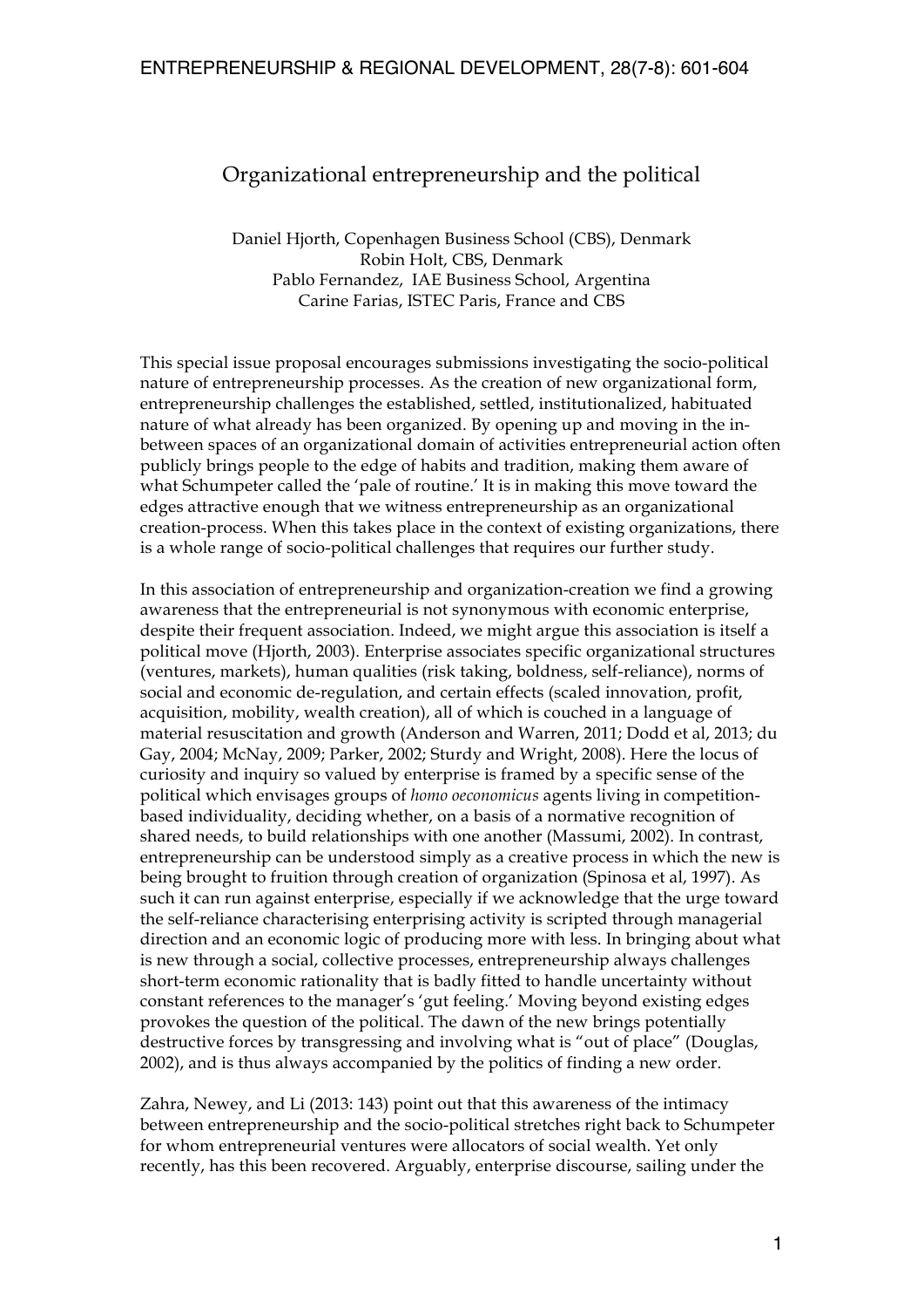# Organizational entrepreneurship and the political

Daniel Hjorth, Copenhagen Business School (CBS), Denmark
Robin Holt, CBS, Denmark
Pablo Fernandez, IAE Business School, Argentina
Carine Farias, ISTEC Paris, France and CBS

This special issue proposal encourages submissions investigating the socio-political nature of entrepreneurship processes. As the creation of new organizational form, entrepreneurship challenges the established, settled, institutionalized, habituated nature of what already has been organized. By opening up and moving in the in-between spaces of an organizational domain of activities entrepreneurial action often publicly brings people to the edge of habits and tradition, making them aware of what Schumpeter called the 'pale of routine.' It is in making this move toward the edges attractive enough that we witness entrepreneurship as an organizational creation-process. When this takes place in the context of existing organizations, there is a whole range of socio-political challenges that requires our further study.

In this association of entrepreneurship and organization-creation we find a growing awareness that the entrepreneurial is not synonymous with economic enterprise, despite their frequent association. Indeed, we might argue this association is itself a political move (Hjorth, 2003). Enterprise associates specific organizational structures (ventures, markets), human qualities (risk taking, boldness, self-reliance), norms of social and economic de-regulation, and certain effects (scaled innovation, profit, acquisition, mobility, wealth creation), all of which is couched in a language of material resuscitation and growth (Anderson and Warren, 2011; Dodd et al, 2013; du Gay, 2004; McNay, 2009; Parker, 2002; Sturdy and Wright, 2008). Here the locus of curiosity and inquiry so valued by enterprise is framed by a specific sense of the political which envisages groups of *homo oeconomicus* agents living in competition-based individuality, deciding whether, on a basis of a normative recognition of shared needs, to build relationships with one another (Massumi, 2002). In contrast, entrepreneurship can be understood simply as a creative process in which the new is being brought to fruition through creation of organization (Spinosa et al, 1997). As such it can run against enterprise, especially if we acknowledge that the urge toward the self-reliance characterising enterprising activity is scripted through managerial direction and an economic logic of producing more with less. In bringing about what is new through a social, collective processes, entrepreneurship always challenges short-term economic rationality that is badly fitted to handle uncertainty without constant references to the manager's 'gut feeling.' Moving beyond existing edges provokes the question of the political. The dawn of the new brings potentially destructive forces by transgressing and involving what is "out of place" (Douglas, 2002), and is thus always accompanied by the politics of finding a new order.

Zahra, Newey, and Li (2013: 143) point out that this awareness of the intimacy between entrepreneurship and the socio-political stretches right back to Schumpeter for whom entrepreneurial ventures were allocators of social wealth. Yet only recently, has this been recovered. Arguably, enterprise discourse, sailing under the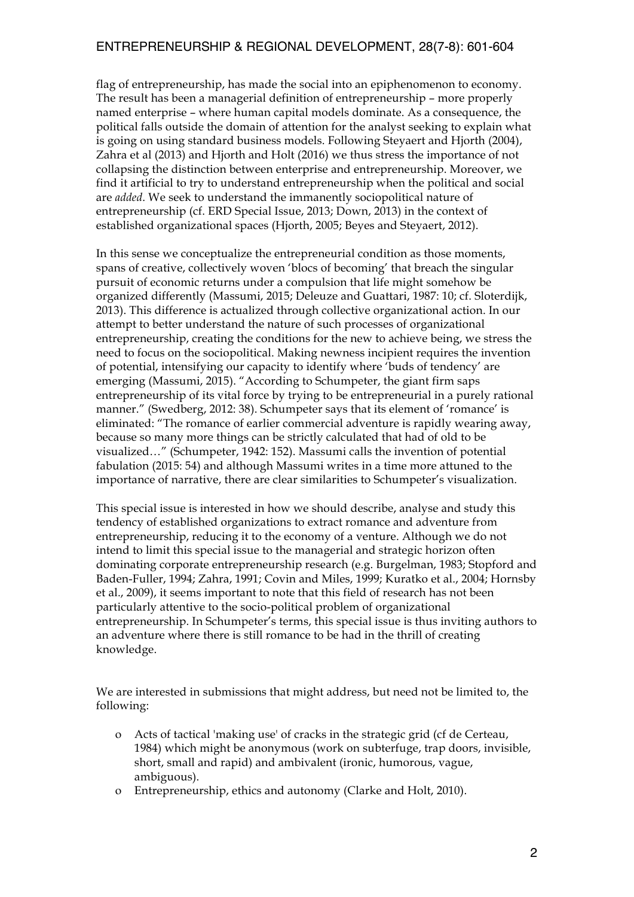flag of entrepreneurship, has made the social into an epiphenomenon to economy. The result has been a managerial definition of entrepreneurship – more properly named enterprise – where human capital models dominate. As a consequence, the political falls outside the domain of attention for the analyst seeking to explain what is going on using standard business models. Following Steyaert and Hjorth (2004), Zahra et al (2013) and Hjorth and Holt (2016) we thus stress the importance of not collapsing the distinction between enterprise and entrepreneurship. Moreover, we find it artificial to try to understand entrepreneurship when the political and social are *added*. We seek to understand the immanently sociopolitical nature of entrepreneurship (cf. ERD Special Issue, 2013; Down, 2013) in the context of established organizational spaces (Hjorth, 2005; Beyes and Steyaert, 2012).

In this sense we conceptualize the entrepreneurial condition as those moments, spans of creative, collectively woven 'blocs of becoming' that breach the singular pursuit of economic returns under a compulsion that life might somehow be organized differently (Massumi, 2015; Deleuze and Guattari, 1987: 10; cf. Sloterdijk, 2013). This difference is actualized through collective organizational action. In our attempt to better understand the nature of such processes of organizational entrepreneurship, creating the conditions for the new to achieve being, we stress the need to focus on the sociopolitical. Making newness incipient requires the invention of potential, intensifying our capacity to identify where 'buds of tendency' are emerging (Massumi, 2015). "According to Schumpeter, the giant firm saps entrepreneurship of its vital force by trying to be entrepreneurial in a purely rational manner." (Swedberg, 2012: 38). Schumpeter says that its element of 'romance' is eliminated: "The romance of earlier commercial adventure is rapidly wearing away, because so many more things can be strictly calculated that had of old to be visualized…" (Schumpeter, 1942: 152). Massumi calls the invention of potential fabulation (2015: 54) and although Massumi writes in a time more attuned to the importance of narrative, there are clear similarities to Schumpeter's visualization.

This special issue is interested in how we should describe, analyse and study this tendency of established organizations to extract romance and adventure from entrepreneurship, reducing it to the economy of a venture. Although we do not intend to limit this special issue to the managerial and strategic horizon often dominating corporate entrepreneurship research (e.g. Burgelman, 1983; Stopford and Baden-Fuller, 1994; Zahra, 1991; Covin and Miles, 1999; Kuratko et al., 2004; Hornsby et al., 2009), it seems important to note that this field of research has not been particularly attentive to the socio-political problem of organizational entrepreneurship. In Schumpeter's terms, this special issue is thus inviting authors to an adventure where there is still romance to be had in the thrill of creating knowledge.

We are interested in submissions that might address, but need not be limited to, the following:

- Acts of tactical 'making use' of cracks in the strategic grid (cf de Certeau, 1984) which might be anonymous (work on subterfuge, trap doors, invisible, short, small and rapid) and ambivalent (ironic, humorous, vague, ambiguous).
- Entrepreneurship, ethics and autonomy (Clarke and Holt, 2010).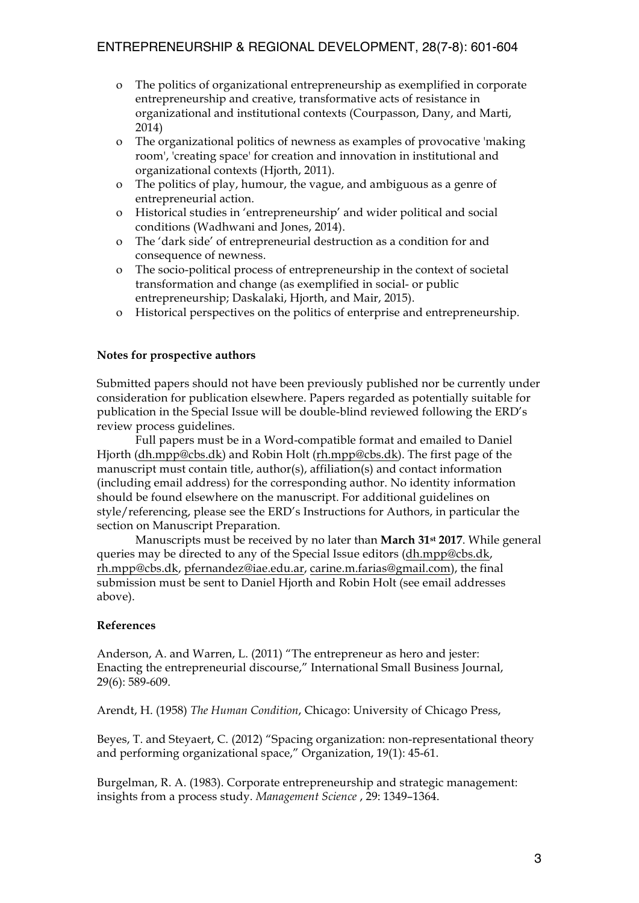- The politics of organizational entrepreneurship as exemplified in corporate entrepreneurship and creative, transformative acts of resistance in organizational and institutional contexts (Courpasson, Dany, and Marti, 2014)
- The organizational politics of newness as examples of provocative 'making room', 'creating space' for creation and innovation in institutional and organizational contexts (Hjorth, 2011).
- The politics of play, humour, the vague, and ambiguous as a genre of entrepreneurial action.
- Historical studies in 'entrepreneurship' and wider political and social conditions (Wadhwani and Jones, 2014).
- The 'dark side' of entrepreneurial destruction as a condition for and consequence of newness.
- The socio-political process of entrepreneurship in the context of societal transformation and change (as exemplified in social- or public entrepreneurship; Daskalaki, Hjorth, and Mair, 2015).
- Historical perspectives on the politics of enterprise and entrepreneurship.

**Notes for prospective authors**

Submitted papers should not have been previously published nor be currently under consideration for publication elsewhere. Papers regarded as potentially suitable for publication in the Special Issue will be double-blind reviewed following the ERD's review process guidelines.

Full papers must be in a Word-compatible format and emailed to Daniel Hjorth (dh.mpp@cbs.dk) and Robin Holt (rh.mpp@cbs.dk). The first page of the manuscript must contain title, author(s), affiliation(s) and contact information (including email address) for the corresponding author. No identity information should be found elsewhere on the manuscript. For additional guidelines on style/referencing, please see the ERD's Instructions for Authors, in particular the section on Manuscript Preparation.

Manuscripts must be received by no later than **March 31st 2017**. While general queries may be directed to any of the Special Issue editors (dh.mpp@cbs.dk, rh.mpp@cbs.dk, pfernandez@iae.edu.ar, carine.m.farias@gmail.com), the final submission must be sent to Daniel Hjorth and Robin Holt (see email addresses above).

**References**

Anderson, A. and Warren, L. (2011) "The entrepreneur as hero and jester: Enacting the entrepreneurial discourse," International Small Business Journal, 29(6): 589-609.

Arendt, H. (1958) *The Human Condition*, Chicago: University of Chicago Press,

Beyes, T. and Steyaert, C. (2012) "Spacing organization: non-representational theory and performing organizational space," Organization, 19(1): 45-61.

Burgelman, R. A. (1983). Corporate entrepreneurship and strategic management: insights from a process study. *Management Science* , 29: 1349–1364.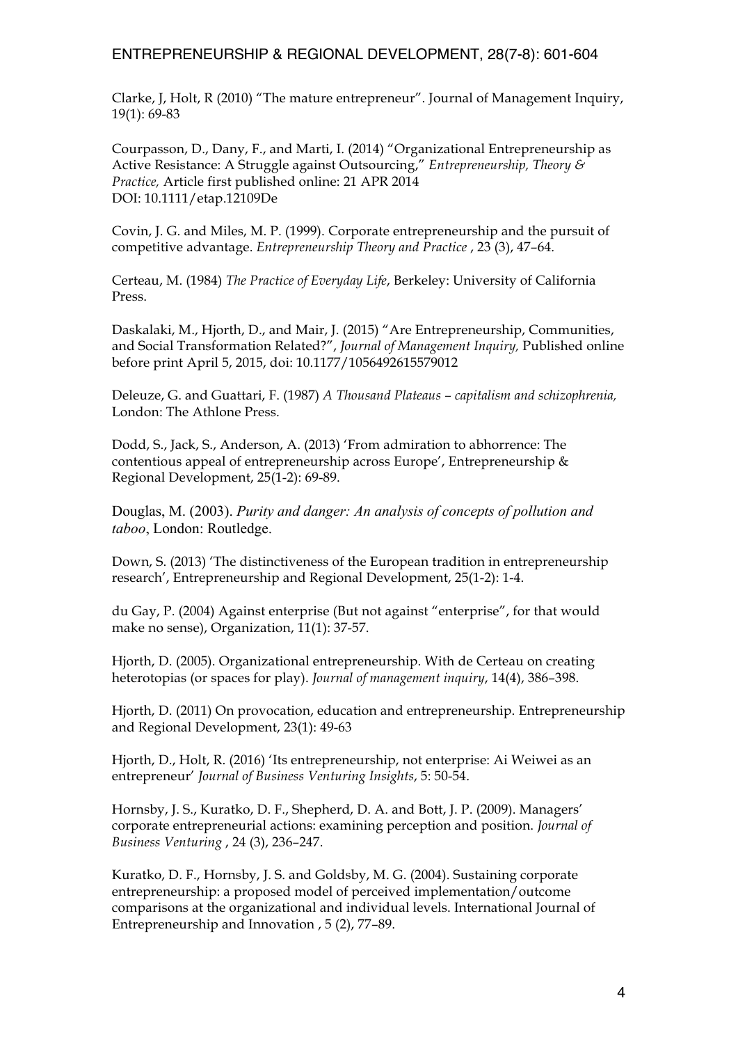Clarke, J, Holt, R (2010) "The mature entrepreneur". Journal of Management Inquiry, 19(1): 69-83

Courpasson, D., Dany, F., and Marti, I. (2014) "Organizational Entrepreneurship as Active Resistance: A Struggle against Outsourcing," *Entrepreneurship, Theory & Practice,* Article first published online: 21 APR 2014 DOI: 10.1111/etap.12109De

Covin, J. G. and Miles, M. P. (1999). Corporate entrepreneurship and the pursuit of competitive advantage. *Entrepreneurship Theory and Practice* , 23 (3), 47–64.

Certeau, M. (1984) *The Practice of Everyday Life*, Berkeley: University of California Press.

Daskalaki, M., Hjorth, D., and Mair, J. (2015) "Are Entrepreneurship, Communities, and Social Transformation Related?", *Journal of Management Inquiry,* Published online before print April 5, 2015, doi: 10.1177/1056492615579012

Deleuze, G. and Guattari, F. (1987) *A Thousand Plateaus – capitalism and schizophrenia,* London: The Athlone Press.

Dodd, S., Jack, S., Anderson, A. (2013) 'From admiration to abhorrence: The contentious appeal of entrepreneurship across Europe', Entrepreneurship & Regional Development, 25(1-2): 69-89.

Douglas, M. (2003). *Purity and danger: An analysis of concepts of pollution and taboo*, London: Routledge.

Down, S. (2013) 'The distinctiveness of the European tradition in entrepreneurship research', Entrepreneurship and Regional Development, 25(1-2): 1-4.

du Gay, P. (2004) Against enterprise (But not against "enterprise", for that would make no sense), Organization, 11(1): 37-57.

Hjorth, D. (2005). Organizational entrepreneurship. With de Certeau on creating heterotopias (or spaces for play). *Journal of management inquiry*, 14(4), 386–398.

Hjorth, D. (2011) On provocation, education and entrepreneurship. Entrepreneurship and Regional Development, 23(1): 49-63

Hjorth, D., Holt, R. (2016) 'Its entrepreneurship, not enterprise: Ai Weiwei as an entrepreneur' *Journal of Business Venturing Insights*, 5: 50-54.

Hornsby, J. S., Kuratko, D. F., Shepherd, D. A. and Bott, J. P. (2009). Managers' corporate entrepreneurial actions: examining perception and position. *Journal of Business Venturing* , 24 (3), 236–247.

Kuratko, D. F., Hornsby, J. S. and Goldsby, M. G. (2004). Sustaining corporate entrepreneurship: a proposed model of perceived implementation/outcome comparisons at the organizational and individual levels. International Journal of Entrepreneurship and Innovation , 5 (2), 77–89.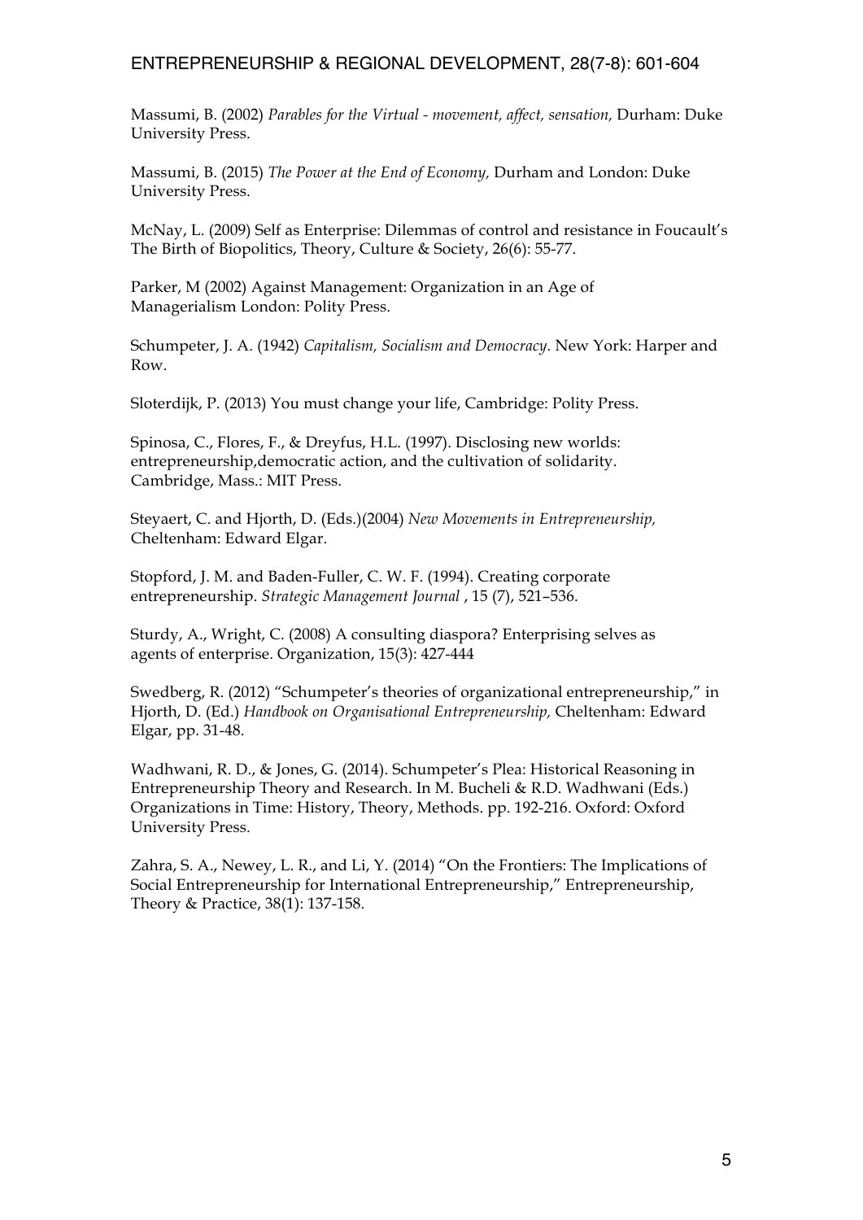Massumi, B. (2002) *Parables for the Virtual - movement, affect, sensation,* Durham: Duke University Press.

Massumi, B. (2015) *The Power at the End of Economy,* Durham and London: Duke University Press.

McNay, L. (2009) Self as Enterprise: Dilemmas of control and resistance in Foucault's The Birth of Biopolitics, Theory, Culture & Society, 26(6): 55-77.

Parker, M (2002) Against Management: Organization in an Age of Managerialism London: Polity Press.

Schumpeter, J. A. (1942) *Capitalism, Socialism and Democracy.* New York: Harper and Row.

Sloterdijk, P. (2013) You must change your life, Cambridge: Polity Press.

Spinosa, C., Flores, F., & Dreyfus, H.L. (1997). Disclosing new worlds: entrepreneurship,democratic action, and the cultivation of solidarity. Cambridge, Mass.: MIT Press.

Steyaert, C. and Hjorth, D. (Eds.)(2004) *New Movements in Entrepreneurship,* Cheltenham: Edward Elgar.

Stopford, J. M. and Baden-Fuller, C. W. F. (1994). Creating corporate entrepreneurship. *Strategic Management Journal* , 15 (7), 521–536.

Sturdy, A., Wright, C. (2008) A consulting diaspora? Enterprising selves as agents of enterprise. Organization, 15(3): 427-444

Swedberg, R. (2012) "Schumpeter's theories of organizational entrepreneurship," in Hjorth, D. (Ed.) *Handbook on Organisational Entrepreneurship,* Cheltenham: Edward Elgar, pp. 31-48.

Wadhwani, R. D., & Jones, G. (2014). Schumpeter's Plea: Historical Reasoning in Entrepreneurship Theory and Research. In M. Bucheli & R.D. Wadhwani (Eds.) Organizations in Time: History, Theory, Methods. pp. 192-216. Oxford: Oxford University Press.

Zahra, S. A., Newey, L. R., and Li, Y. (2014) "On the Frontiers: The Implications of Social Entrepreneurship for International Entrepreneurship," Entrepreneurship, Theory & Practice, 38(1): 137-158.